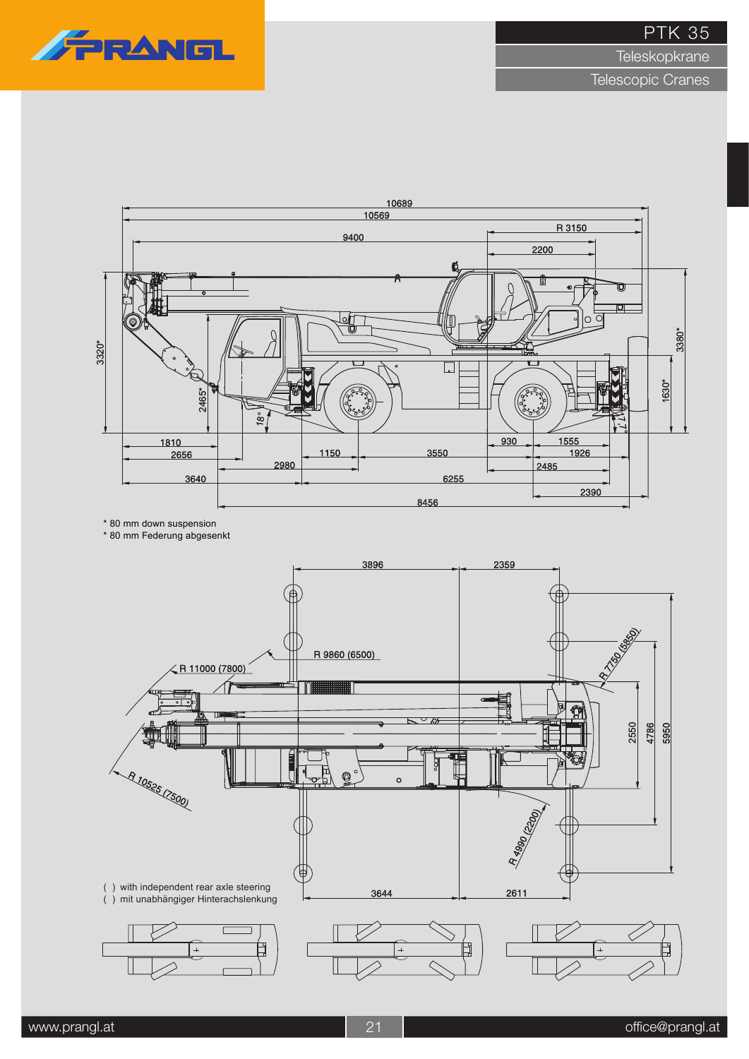# PTK 35

## Teleskopkrane

## Telescopic Cranes

10689

10569

9400

R 3150

2200

3320*

2465*

18°

17,7°

1630*

3380*

1810

2656

2980

1150

3550

930

1555

1926

2485

3640

6255

2390

8456

\* 80 mm down suspension
\* 80 mm Federung abgesenkt

3896

2359

R 9860 (6500)

R 11000 (7800)

R 7750 (5850)

R 10525 (7500)

R 4990 (2200)

2550

4786

5950

3644

2611

( ) with independent rear axle steering
( ) mit unabhängiger Hinterachslenkung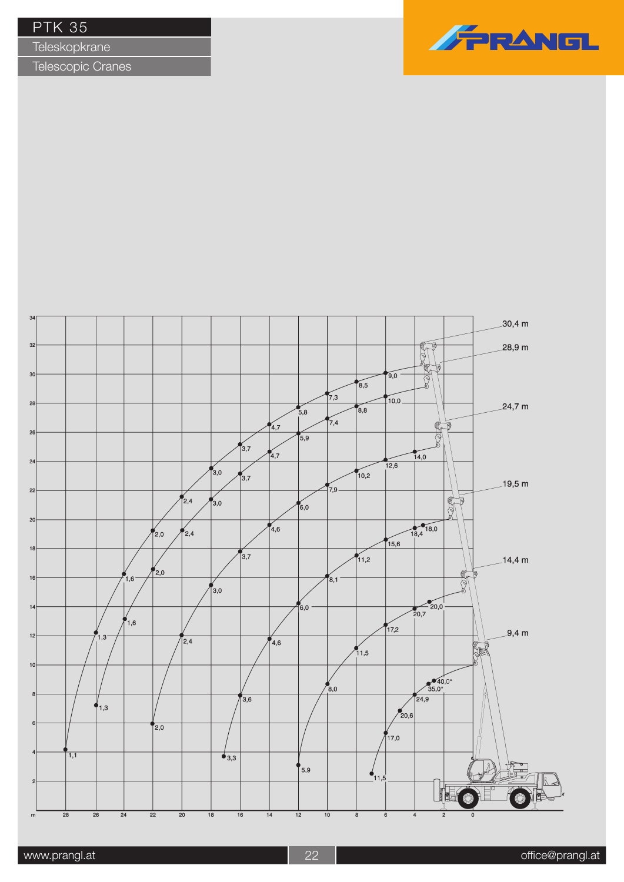# PTK 35

## Teleskopkrane

## Telescopic Cranes

PRANGL

| Boom length | Load values (t) along curve |
| --- | --- |
| 30,4 m | 1,1 · 1,3 · 1,6 · 2,0 · 2,4 · 3,0 · 3,7 · 4,7 · 5,8 · 7,3 · 8,5 · 9,0 |
| 28,9 m | 1,3 · 1,6 · 2,0 · 2,4 · 3,0 · 3,7 · 4,7 · 5,9 · 7,4 · 8,8 · 10,0 |
| 24,7 m | 2,0 · 2,4 · 3,0 · 3,7 · 4,6 · 6,0 · 7,9 · 10,2 · 12,6 · 14,0 |
| 19,5 m | 3,3 · 3,6 · 3,7 · 4,6 · 6,0 · 8,1 · 11,2 · 15,6 · 18,4 · 18,0 |
| 14,4 m | 5,9 · 8,0 · 11,5 · 17,2 · 20,7 · 20,0 |
| 9,4 m | 11,5 · 17,0 · 20,6 · 24,9 · 35,0* · 40,0* |

Axes: height (m) 2–34; radius (m) 28 – 0.

www.prangl.at | office@prangl.at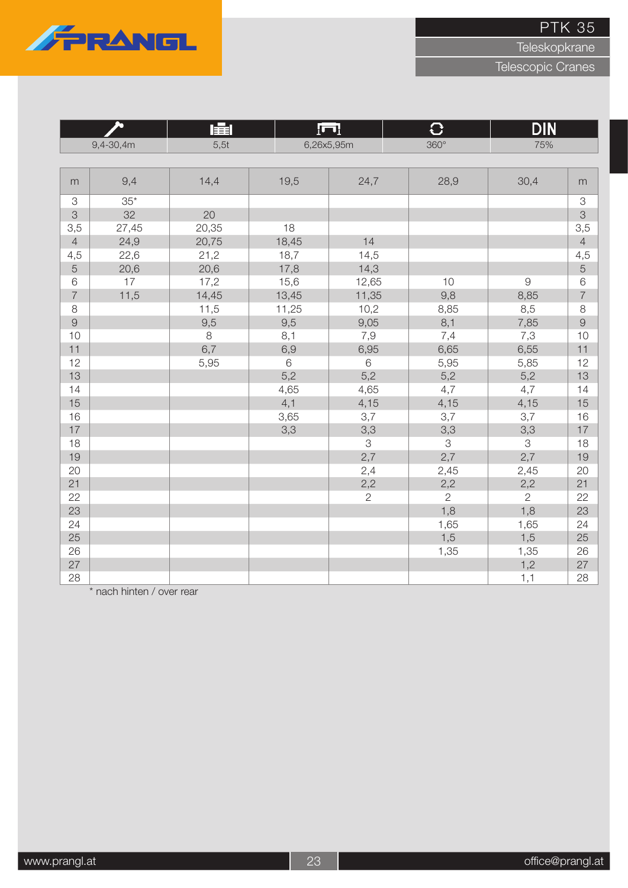# PTK 35

Teleskopkrane

Telescopic Cranes

| 9,4-30,4m | 5,5t | 6,26x5,95m | 360° | DIN 75% |
|---|---|---|---|---|

| m | 9,4 | 14,4 | 19,5 | 24,7 | 28,9 | 30,4 | m |
|---|---|---|---|---|---|---|---|
| 3 | 35* | | | | | | 3 |
| 3 | 32 | 20 | | | | | 3 |
| 3,5 | 27,45 | 20,35 | 18 | | | | 3,5 |
| 4 | 24,9 | 20,75 | 18,45 | 14 | | | 4 |
| 4,5 | 22,6 | 21,2 | 18,7 | 14,5 | | | 4,5 |
| 5 | 20,6 | 20,6 | 17,8 | 14,3 | | | 5 |
| 6 | 17 | 17,2 | 15,6 | 12,65 | 10 | 9 | 6 |
| 7 | 11,5 | 14,45 | 13,45 | 11,35 | 9,8 | 8,85 | 7 |
| 8 | | 11,5 | 11,25 | 10,2 | 8,85 | 8,5 | 8 |
| 9 | | 9,5 | 9,5 | 9,05 | 8,1 | 7,85 | 9 |
| 10 | | 8 | 8,1 | 7,9 | 7,4 | 7,3 | 10 |
| 11 | | 6,7 | 6,9 | 6,95 | 6,65 | 6,55 | 11 |
| 12 | | 5,95 | 6 | 6 | 5,95 | 5,85 | 12 |
| 13 | | | 5,2 | 5,2 | 5,2 | 5,2 | 13 |
| 14 | | | 4,65 | 4,65 | 4,7 | 4,7 | 14 |
| 15 | | | 4,1 | 4,15 | 4,15 | 4,15 | 15 |
| 16 | | | 3,65 | 3,7 | 3,7 | 3,7 | 16 |
| 17 | | | 3,3 | 3,3 | 3,3 | 3,3 | 17 |
| 18 | | | | 3 | 3 | 3 | 18 |
| 19 | | | | 2,7 | 2,7 | 2,7 | 19 |
| 20 | | | | 2,4 | 2,45 | 2,45 | 20 |
| 21 | | | | 2,2 | 2,2 | 2,2 | 21 |
| 22 | | | | 2 | 2 | 2 | 22 |
| 23 | | | | | 1,8 | 1,8 | 23 |
| 24 | | | | | 1,65 | 1,65 | 24 |
| 25 | | | | | 1,5 | 1,5 | 25 |
| 26 | | | | | 1,35 | 1,35 | 26 |
| 27 | | | | | | 1,2 | 27 |
| 28 | | | | | | 1,1 | 28 |

\* nach hinten / over rear

www.prangl.at

office@prangl.at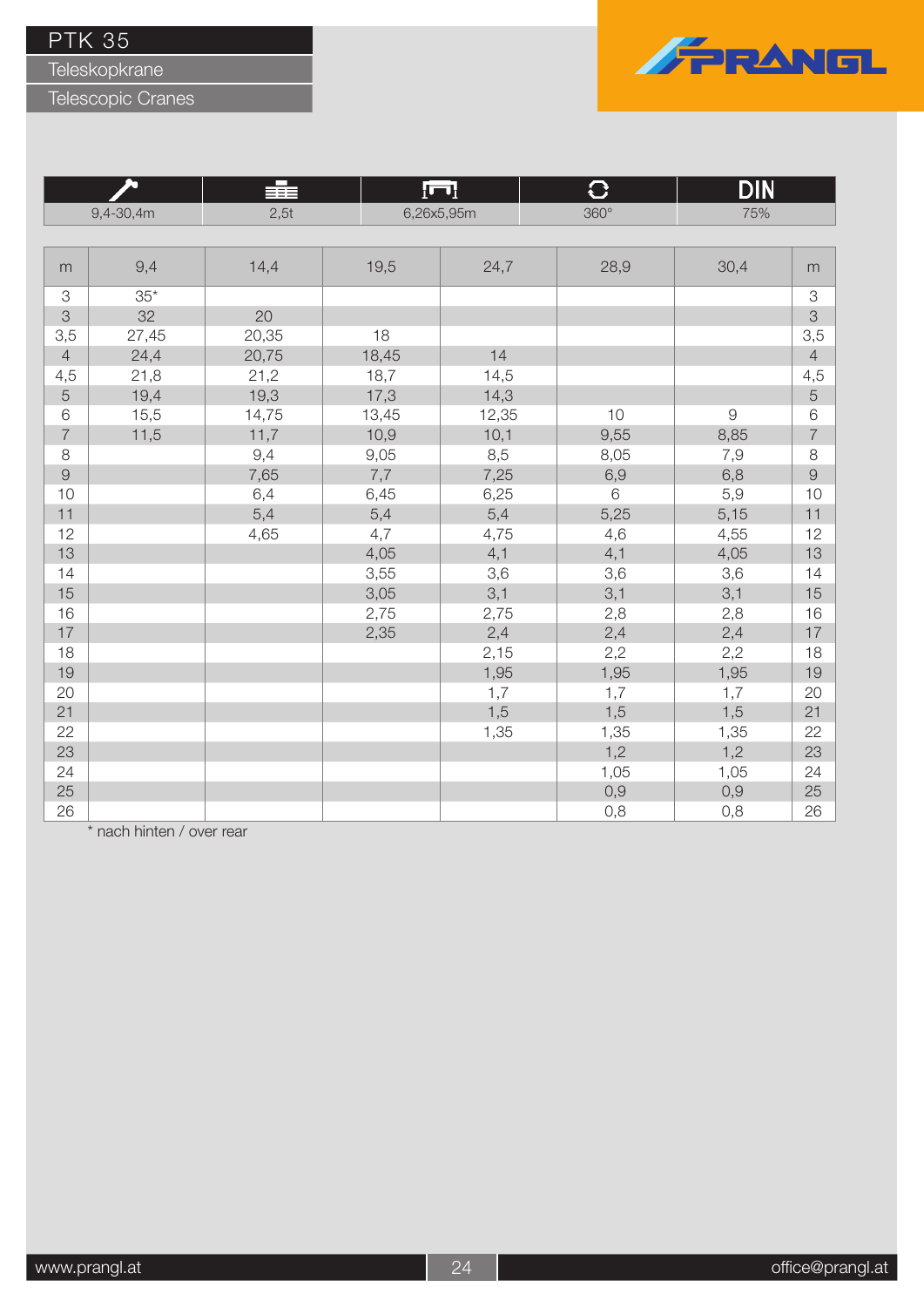# PTK 35

## Teleskopkrane

## Telescopic Cranes

PRANGL

| 9,4-30,4m | 2,5t | 6,26x5,95m | 360° | 75% |
|---|---|---|---|---|

| m | 9,4 | 14,4 | 19,5 | 24,7 | 28,9 | 30,4 | m |
|---|---|---|---|---|---|---|---|
| 3 | 35* | | | | | | 3 |
| 3 | 32 | 20 | | | | | 3 |
| 3,5 | 27,45 | 20,35 | 18 | | | | 3,5 |
| 4 | 24,4 | 20,75 | 18,45 | 14 | | | 4 |
| 4,5 | 21,8 | 21,2 | 18,7 | 14,5 | | | 4,5 |
| 5 | 19,4 | 19,3 | 17,3 | 14,3 | | | 5 |
| 6 | 15,5 | 14,75 | 13,45 | 12,35 | 10 | 9 | 6 |
| 7 | 11,5 | 11,7 | 10,9 | 10,1 | 9,55 | 8,85 | 7 |
| 8 | | 9,4 | 9,05 | 8,5 | 8,05 | 7,9 | 8 |
| 9 | | 7,65 | 7,7 | 7,25 | 6,9 | 6,8 | 9 |
| 10 | | 6,4 | 6,45 | 6,25 | 6 | 5,9 | 10 |
| 11 | | 5,4 | 5,4 | 5,4 | 5,25 | 5,15 | 11 |
| 12 | | 4,65 | 4,7 | 4,75 | 4,6 | 4,55 | 12 |
| 13 | | | 4,05 | 4,1 | 4,1 | 4,05 | 13 |
| 14 | | | 3,55 | 3,6 | 3,6 | 3,6 | 14 |
| 15 | | | 3,05 | 3,1 | 3,1 | 3,1 | 15 |
| 16 | | | 2,75 | 2,75 | 2,8 | 2,8 | 16 |
| 17 | | | 2,35 | 2,4 | 2,4 | 2,4 | 17 |
| 18 | | | | 2,15 | 2,2 | 2,2 | 18 |
| 19 | | | | 1,95 | 1,95 | 1,95 | 19 |
| 20 | | | | 1,7 | 1,7 | 1,7 | 20 |
| 21 | | | | 1,5 | 1,5 | 1,5 | 21 |
| 22 | | | | 1,35 | 1,35 | 1,35 | 22 |
| 23 | | | | | 1,2 | 1,2 | 23 |
| 24 | | | | | 1,05 | 1,05 | 24 |
| 25 | | | | | 0,9 | 0,9 | 25 |
| 26 | | | | | 0,8 | 0,8 | 26 |

\* nach hinten / over rear

www.prangl.at office@prangl.at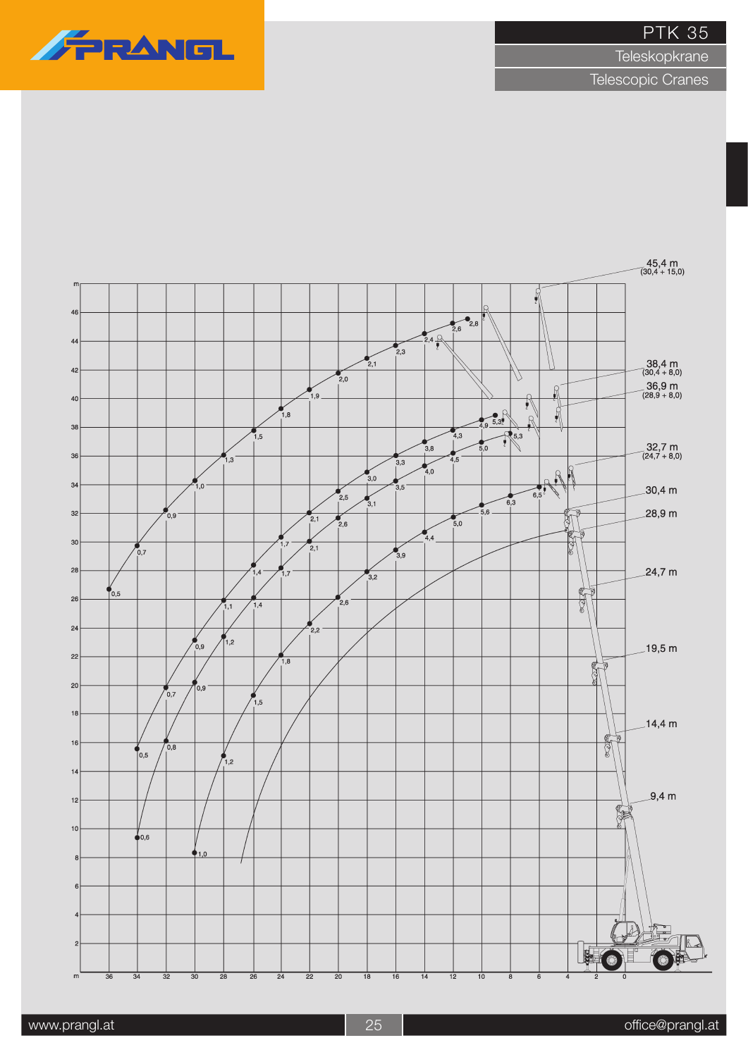# PTK 35

## Teleskopkrane

## Telescopic Cranes

45,4 m (30,4 + 15,0)

38,4 m (30,4 + 8,0)

36,9 m (28,9 + 8,0)

32,7 m (24,7 + 8,0)

30,4 m

28,9 m

24,7 m

19,5 m

14,4 m

9,4 m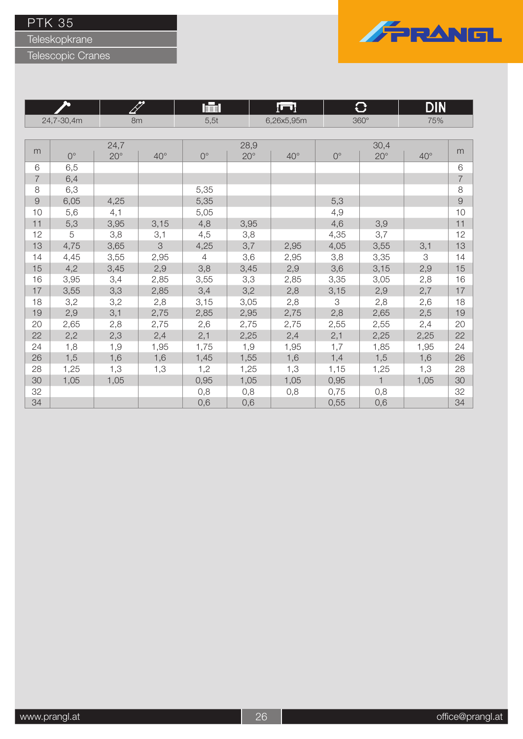# PTK 35

## Teleskopkrane

## Telescopic Cranes

| | | | | | |
|---|---|---|---|---|---|
| 24,7-30,4m | 8m | 5,5t | 6,26x5,95m | 360° | DIN 75% |

| m | 24,7 | | | 28,9 | | | 30,4 | | | m |
|---|---|---|---|---|---|---|---|---|---|---|
| | 0° | 20° | 40° | 0° | 20° | 40° | 0° | 20° | 40° | |
| 6 | 6,5 | | | | | | | | | 6 |
| 7 | 6,4 | | | | | | | | | 7 |
| 8 | 6,3 | | | 5,35 | | | | | | 8 |
| 9 | 6,05 | 4,25 | | 5,35 | | | 5,3 | | | 9 |
| 10 | 5,6 | 4,1 | | 5,05 | | | 4,9 | | | 10 |
| 11 | 5,3 | 3,95 | 3,15 | 4,8 | 3,95 | | 4,6 | 3,9 | | 11 |
| 12 | 5 | 3,8 | 3,1 | 4,5 | 3,8 | | 4,35 | 3,7 | | 12 |
| 13 | 4,75 | 3,65 | 3 | 4,25 | 3,7 | 2,95 | 4,05 | 3,55 | 3,1 | 13 |
| 14 | 4,45 | 3,55 | 2,95 | 4 | 3,6 | 2,95 | 3,8 | 3,35 | 3 | 14 |
| 15 | 4,2 | 3,45 | 2,9 | 3,8 | 3,45 | 2,9 | 3,6 | 3,15 | 2,9 | 15 |
| 16 | 3,95 | 3,4 | 2,85 | 3,55 | 3,3 | 2,85 | 3,35 | 3,05 | 2,8 | 16 |
| 17 | 3,55 | 3,3 | 2,85 | 3,4 | 3,2 | 2,8 | 3,15 | 2,9 | 2,7 | 17 |
| 18 | 3,2 | 3,2 | 2,8 | 3,15 | 3,05 | 2,8 | 3 | 2,8 | 2,6 | 18 |
| 19 | 2,9 | 3,1 | 2,75 | 2,85 | 2,95 | 2,75 | 2,8 | 2,65 | 2,5 | 19 |
| 20 | 2,65 | 2,8 | 2,75 | 2,6 | 2,75 | 2,75 | 2,55 | 2,55 | 2,4 | 20 |
| 22 | 2,2 | 2,3 | 2,4 | 2,1 | 2,25 | 2,4 | 2,1 | 2,25 | 2,25 | 22 |
| 24 | 1,8 | 1,9 | 1,95 | 1,75 | 1,9 | 1,95 | 1,7 | 1,85 | 1,95 | 24 |
| 26 | 1,5 | 1,6 | 1,6 | 1,45 | 1,55 | 1,6 | 1,4 | 1,5 | 1,6 | 26 |
| 28 | 1,25 | 1,3 | 1,3 | 1,2 | 1,25 | 1,3 | 1,15 | 1,25 | 1,3 | 28 |
| 30 | 1,05 | 1,05 | | 0,95 | 1,05 | 1,05 | 0,95 | 1 | 1,05 | 30 |
| 32 | | | | 0,8 | 0,8 | 0,8 | 0,75 | 0,8 | | 32 |
| 34 | | | | 0,6 | 0,6 | | 0,55 | 0,6 | | 34 |

www.prangl.at office@prangl.at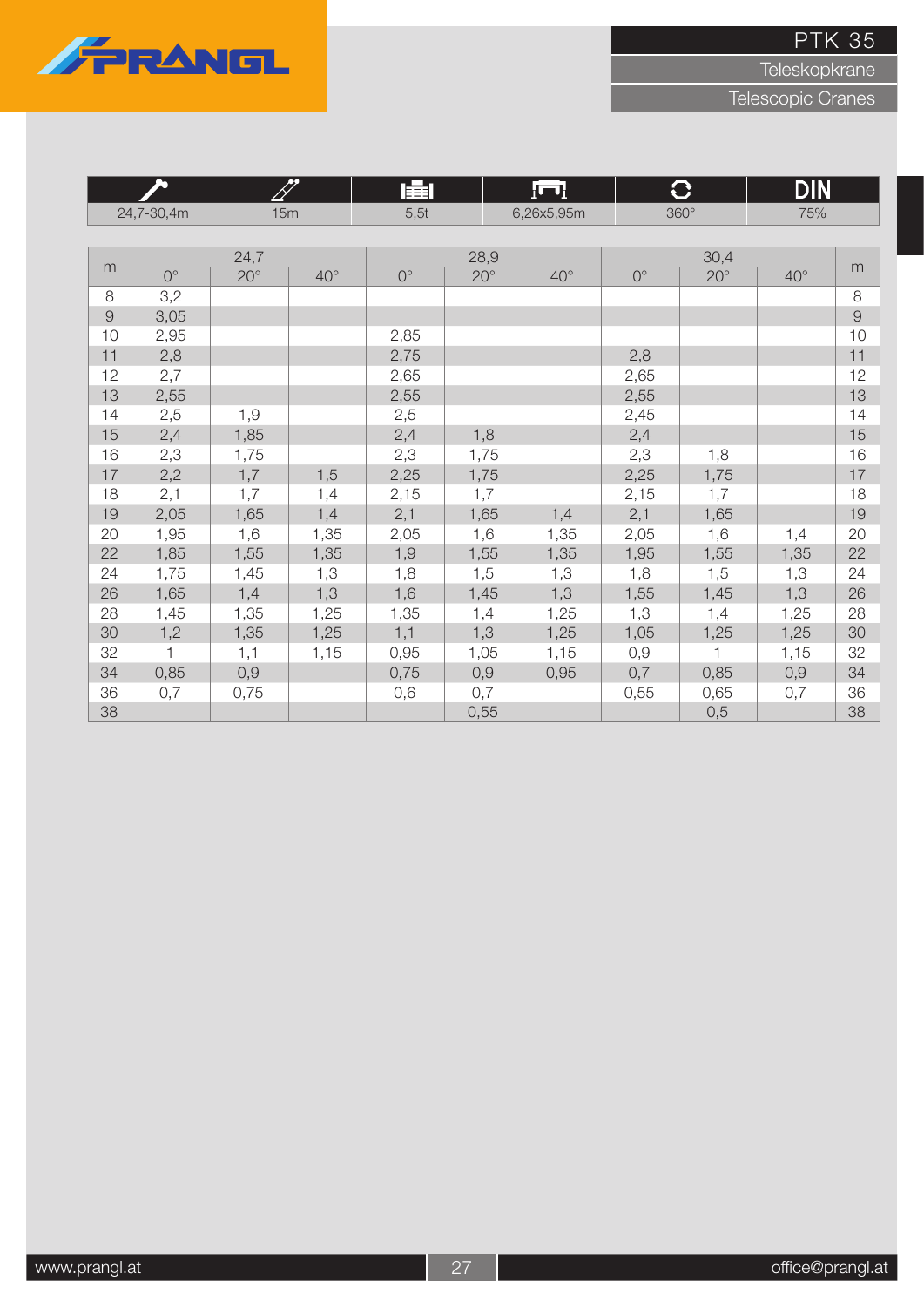PTK 35

Teleskopkrane

Telescopic Cranes

| 24,7-30,4m | 15m | 5,5t | 6,26x5,95m | 360° | DIN 75% |
|---|---|---|---|---|---|

| m | 24,7 | | | 28,9 | | | 30,4 | | | m |
|---|---|---|---|---|---|---|---|---|---|---|
| | 0° | 20° | 40° | 0° | 20° | 40° | 0° | 20° | 40° | |
| 8 | 3,2 | | | | | | | | | 8 |
| 9 | 3,05 | | | | | | | | | 9 |
| 10 | 2,95 | | | 2,85 | | | | | | 10 |
| 11 | 2,8 | | | 2,75 | | | 2,8 | | | 11 |
| 12 | 2,7 | | | 2,65 | | | 2,65 | | | 12 |
| 13 | 2,55 | | | 2,55 | | | 2,55 | | | 13 |
| 14 | 2,5 | 1,9 | | 2,5 | | | 2,45 | | | 14 |
| 15 | 2,4 | 1,85 | | 2,4 | 1,8 | | 2,4 | | | 15 |
| 16 | 2,3 | 1,75 | | 2,3 | 1,75 | | 2,3 | 1,8 | | 16 |
| 17 | 2,2 | 1,7 | 1,5 | 2,25 | 1,75 | | 2,25 | 1,75 | | 17 |
| 18 | 2,1 | 1,7 | 1,4 | 2,15 | 1,7 | | 2,15 | 1,7 | | 18 |
| 19 | 2,05 | 1,65 | 1,4 | 2,1 | 1,65 | 1,4 | 2,1 | 1,65 | | 19 |
| 20 | 1,95 | 1,6 | 1,35 | 2,05 | 1,6 | 1,35 | 2,05 | 1,6 | 1,4 | 20 |
| 22 | 1,85 | 1,55 | 1,35 | 1,9 | 1,55 | 1,35 | 1,95 | 1,55 | 1,35 | 22 |
| 24 | 1,75 | 1,45 | 1,3 | 1,8 | 1,5 | 1,3 | 1,8 | 1,5 | 1,3 | 24 |
| 26 | 1,65 | 1,4 | 1,3 | 1,6 | 1,45 | 1,3 | 1,55 | 1,45 | 1,3 | 26 |
| 28 | 1,45 | 1,35 | 1,25 | 1,35 | 1,4 | 1,25 | 1,3 | 1,4 | 1,25 | 28 |
| 30 | 1,2 | 1,35 | 1,25 | 1,1 | 1,3 | 1,25 | 1,05 | 1,25 | 1,25 | 30 |
| 32 | 1 | 1,1 | 1,15 | 0,95 | 1,05 | 1,15 | 0,9 | 1 | 1,15 | 32 |
| 34 | 0,85 | 0,9 | | 0,75 | 0,9 | 0,95 | 0,7 | 0,85 | 0,9 | 34 |
| 36 | 0,7 | 0,75 | | 0,6 | 0,7 | | 0,55 | 0,65 | 0,7 | 36 |
| 38 | | | | | 0,55 | | | 0,5 | | 38 |

www.prangl.at

office@prangl.at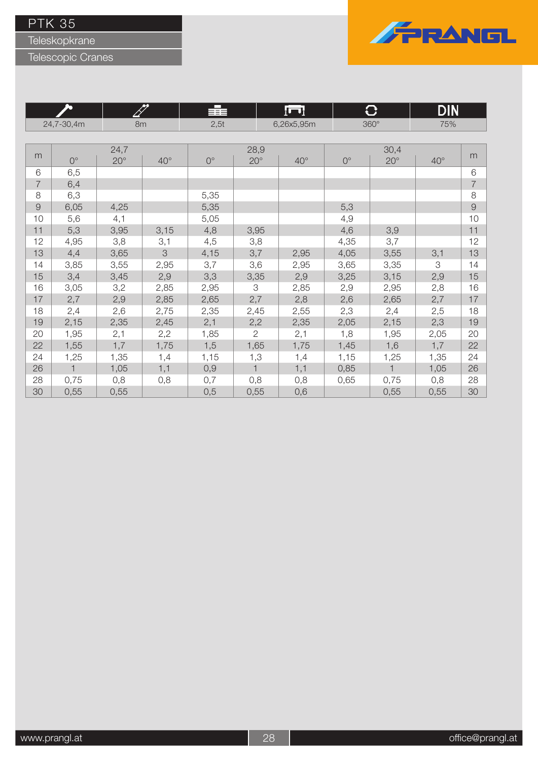# PTK 35

## Teleskopkrane

## Telescopic Cranes

| 24,7-30,4m | 8m | 2,5t | 6,26x5,95m | 360° | DIN 75% |
|---|---|---|---|---|---|

| m | 24,7 | | | 28,9 | | | 30,4 | | | m |
|---|---|---|---|---|---|---|---|---|---|---|
| | 0° | 20° | 40° | 0° | 20° | 40° | 0° | 20° | 40° | |
| 6 | 6,5 | | | | | | | | | 6 |
| 7 | 6,4 | | | | | | | | | 7 |
| 8 | 6,3 | | | 5,35 | | | | | | 8 |
| 9 | 6,05 | 4,25 | | 5,35 | | | 5,3 | | | 9 |
| 10 | 5,6 | 4,1 | | 5,05 | | | 4,9 | | | 10 |
| 11 | 5,3 | 3,95 | 3,15 | 4,8 | 3,95 | | 4,6 | 3,9 | | 11 |
| 12 | 4,95 | 3,8 | 3,1 | 4,5 | 3,8 | | 4,35 | 3,7 | | 12 |
| 13 | 4,4 | 3,65 | 3 | 4,15 | 3,7 | 2,95 | 4,05 | 3,55 | 3,1 | 13 |
| 14 | 3,85 | 3,55 | 2,95 | 3,7 | 3,6 | 2,95 | 3,65 | 3,35 | 3 | 14 |
| 15 | 3,4 | 3,45 | 2,9 | 3,3 | 3,35 | 2,9 | 3,25 | 3,15 | 2,9 | 15 |
| 16 | 3,05 | 3,2 | 2,85 | 2,95 | 3 | 2,85 | 2,9 | 2,95 | 2,8 | 16 |
| 17 | 2,7 | 2,9 | 2,85 | 2,65 | 2,7 | 2,8 | 2,6 | 2,65 | 2,7 | 17 |
| 18 | 2,4 | 2,6 | 2,75 | 2,35 | 2,45 | 2,55 | 2,3 | 2,4 | 2,5 | 18 |
| 19 | 2,15 | 2,35 | 2,45 | 2,1 | 2,2 | 2,35 | 2,05 | 2,15 | 2,3 | 19 |
| 20 | 1,95 | 2,1 | 2,2 | 1,85 | 2 | 2,1 | 1,8 | 1,95 | 2,05 | 20 |
| 22 | 1,55 | 1,7 | 1,75 | 1,5 | 1,65 | 1,75 | 1,45 | 1,6 | 1,7 | 22 |
| 24 | 1,25 | 1,35 | 1,4 | 1,15 | 1,3 | 1,4 | 1,15 | 1,25 | 1,35 | 24 |
| 26 | 1 | 1,05 | 1,1 | 0,9 | 1 | 1,1 | 0,85 | 1 | 1,05 | 26 |
| 28 | 0,75 | 0,8 | 0,8 | 0,7 | 0,8 | 0,8 | 0,65 | 0,75 | 0,8 | 28 |
| 30 | 0,55 | 0,55 | | 0,5 | 0,55 | 0,6 | | 0,55 | 0,55 | 30 |

www.prangl.at office@prangl.at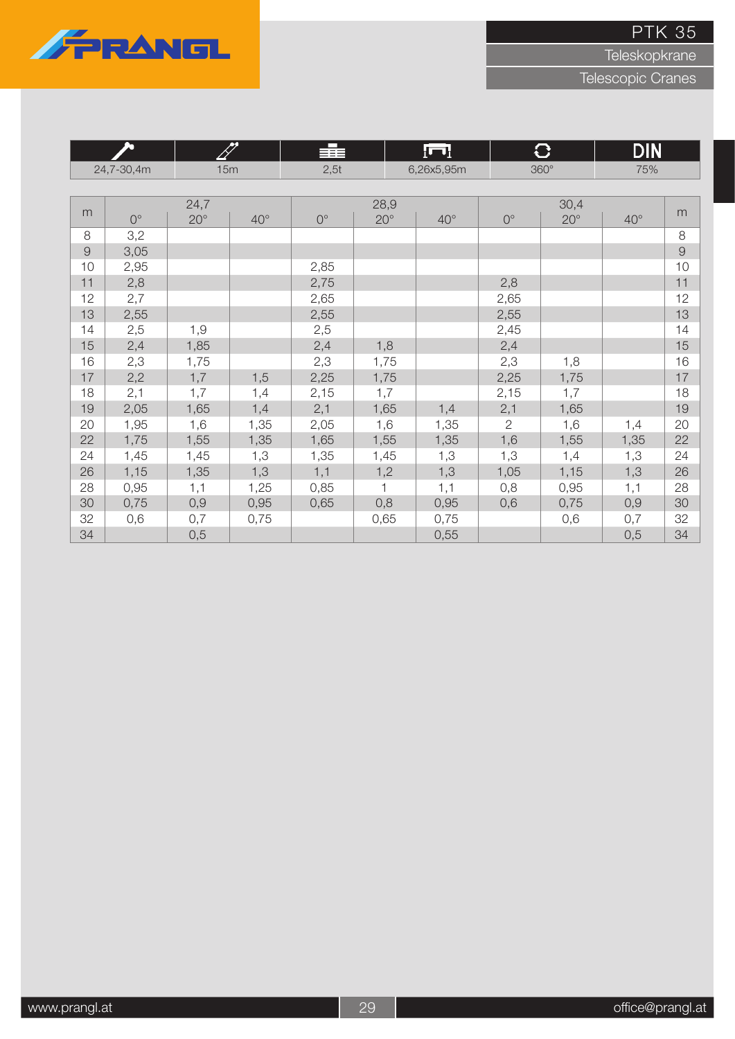# PTK 35

Teleskopkrane

Telescopic Cranes

| | | | | | |
|---|---|---|---|---|---|
| 24,7-30,4m | 15m | 2,5t | 6,26x5,95m | 360° | DIN 75% |

| m | 24,7 | | | 28,9 | | | 30,4 | | | m |
|---|---|---|---|---|---|---|---|---|---|---|
| | 0° | 20° | 40° | 0° | 20° | 40° | 0° | 20° | 40° | |
| 8 | 3,2 | | | | | | | | | 8 |
| 9 | 3,05 | | | | | | | | | 9 |
| 10 | 2,95 | | | 2,85 | | | | | | 10 |
| 11 | 2,8 | | | 2,75 | | | 2,8 | | | 11 |
| 12 | 2,7 | | | 2,65 | | | 2,65 | | | 12 |
| 13 | 2,55 | | | 2,55 | | | 2,55 | | | 13 |
| 14 | 2,5 | 1,9 | | 2,5 | | | 2,45 | | | 14 |
| 15 | 2,4 | 1,85 | | 2,4 | 1,8 | | 2,4 | | | 15 |
| 16 | 2,3 | 1,75 | | 2,3 | 1,75 | | 2,3 | 1,8 | | 16 |
| 17 | 2,2 | 1,7 | 1,5 | 2,25 | 1,75 | | 2,25 | 1,75 | | 17 |
| 18 | 2,1 | 1,7 | 1,4 | 2,15 | 1,7 | | 2,15 | 1,7 | | 18 |
| 19 | 2,05 | 1,65 | 1,4 | 2,1 | 1,65 | 1,4 | 2,1 | 1,65 | | 19 |
| 20 | 1,95 | 1,6 | 1,35 | 2,05 | 1,6 | 1,35 | 2 | 1,6 | 1,4 | 20 |
| 22 | 1,75 | 1,55 | 1,35 | 1,65 | 1,55 | 1,35 | 1,6 | 1,55 | 1,35 | 22 |
| 24 | 1,45 | 1,45 | 1,3 | 1,35 | 1,45 | 1,3 | 1,3 | 1,4 | 1,3 | 24 |
| 26 | 1,15 | 1,35 | 1,3 | 1,1 | 1,2 | 1,3 | 1,05 | 1,15 | 1,3 | 26 |
| 28 | 0,95 | 1,1 | 1,25 | 0,85 | 1 | 1,1 | 0,8 | 0,95 | 1,1 | 28 |
| 30 | 0,75 | 0,9 | 0,95 | 0,65 | 0,8 | 0,95 | 0,6 | 0,75 | 0,9 | 30 |
| 32 | 0,6 | 0,7 | 0,75 | | 0,65 | 0,75 | | 0,6 | 0,7 | 32 |
| 34 | | 0,5 | | | | 0,55 | | | 0,5 | 34 |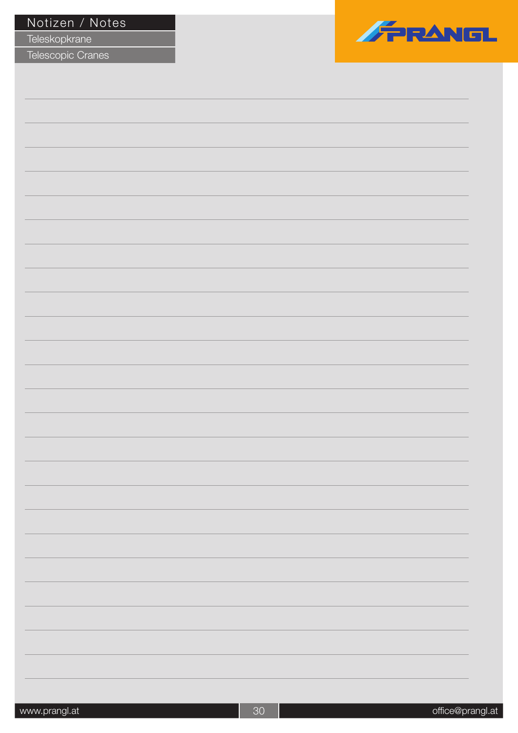# Notizen / Notes

Teleskopkrane

Telescopic Cranes